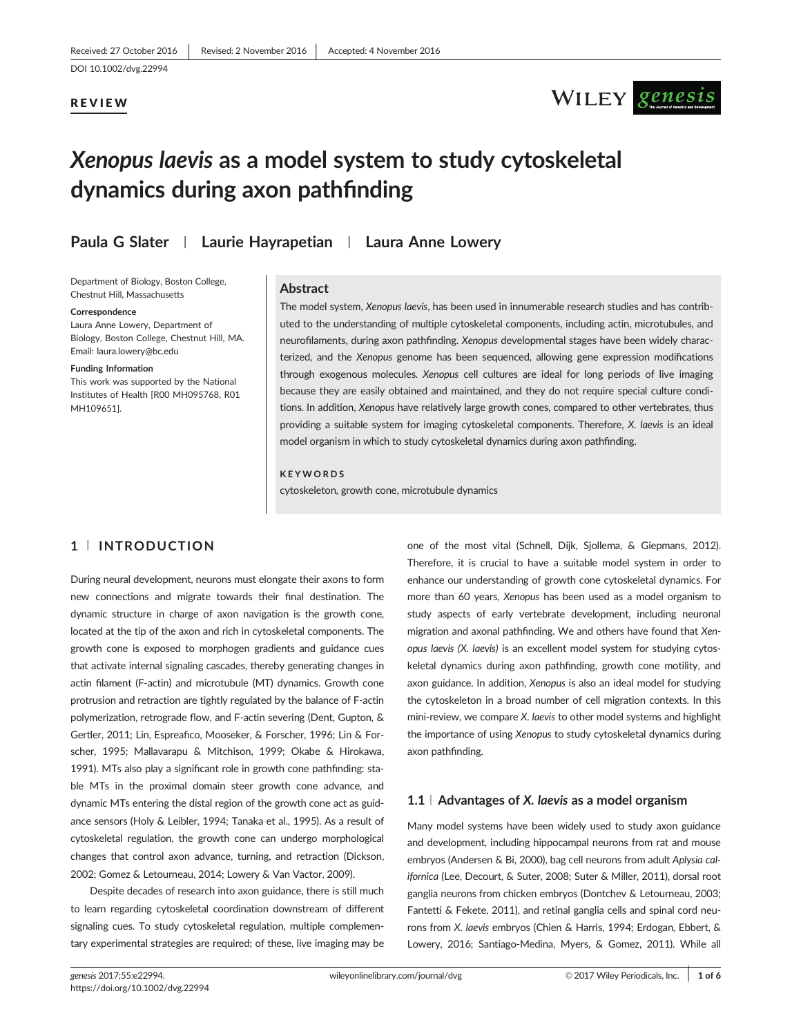Received: 27 October 2016 | Revised: 2 November 2016 | Accepted: 4 November 2016

DOI 10.1002/dvg.22994

**REVIEW**

# *Xenopus laevis* as a model system to study cytoskeletal dynamics during axon pathfinding

**Paula G Slater | Laurie Hayrapetian | Laura Anne Lowery**

Department of Biology, Boston College, Chestnut Hill, Massachusetts

**Correspondence**
Laura Anne Lowery, Department of Biology, Boston College, Chestnut Hill, MA.
Email: laura.lowery@bc.edu

**Funding Information**
This work was supported by the National Institutes of Health [R00 MH095768, R01 MH109651].

## Abstract

The model system, *Xenopus laevis*, has been used in innumerable research studies and has contributed to the understanding of multiple cytoskeletal components, including actin, microtubules, and neurofilaments, during axon pathfinding. *Xenopus* developmental stages have been widely characterized, and the *Xenopus* genome has been sequenced, allowing gene expression modifications through exogenous molecules. *Xenopus* cell cultures are ideal for long periods of live imaging because they are easily obtained and maintained, and they do not require special culture conditions. In addition, *Xenopus* have relatively large growth cones, compared to other vertebrates, thus providing a suitable system for imaging cytoskeletal components. Therefore, *X. laevis* is an ideal model organism in which to study cytoskeletal dynamics during axon pathfinding.

**KEYWORDS**

cytoskeleton, growth cone, microtubule dynamics

## 1 | INTRODUCTION

During neural development, neurons must elongate their axons to form new connections and migrate towards their final destination. The dynamic structure in charge of axon navigation is the growth cone, located at the tip of the axon and rich in cytoskeletal components. The growth cone is exposed to morphogen gradients and guidance cues that activate internal signaling cascades, thereby generating changes in actin filament (F-actin) and microtubule (MT) dynamics. Growth cone protrusion and retraction are tightly regulated by the balance of F-actin polymerization, retrograde flow, and F-actin severing (Dent, Gupton, & Gertler, 2011; Lin, Espreafico, Mooseker, & Forscher, 1996; Lin & Forscher, 1995; Mallavarapu & Mitchison, 1999; Okabe & Hirokawa, 1991). MTs also play a significant role in growth cone pathfinding: stable MTs in the proximal domain steer growth cone advance, and dynamic MTs entering the distal region of the growth cone act as guidance sensors (Holy & Leibler, 1994; Tanaka et al., 1995). As a result of cytoskeletal regulation, the growth cone can undergo morphological changes that control axon advance, turning, and retraction (Dickson, 2002; Gomez & Letourneau, 2014; Lowery & Van Vactor, 2009).

Despite decades of research into axon guidance, there is still much to learn regarding cytoskeletal coordination downstream of different signaling cues. To study cytoskeletal regulation, multiple complementary experimental strategies are required; of these, live imaging may be one of the most vital (Schnell, Dijk, Sjollema, & Giepmans, 2012). Therefore, it is crucial to have a suitable model system in order to enhance our understanding of growth cone cytoskeletal dynamics. For more than 60 years, *Xenopus* has been used as a model organism to study aspects of early vertebrate development, including neuronal migration and axonal pathfinding. We and others have found that *Xenopus laevis (X. laevis)* is an excellent model system for studying cytoskeletal dynamics during axon pathfinding, growth cone motility, and axon guidance. In addition, *Xenopus* is also an ideal model for studying the cytoskeleton in a broad number of cell migration contexts. In this mini-review, we compare *X. laevis* to other model systems and highlight the importance of using *Xenopus* to study cytoskeletal dynamics during axon pathfinding.

### 1.1 | Advantages of *X. laevis* as a model organism

Many model systems have been widely used to study axon guidance and development, including hippocampal neurons from rat and mouse embryos (Andersen & Bi, 2000), bag cell neurons from adult *Aplysia californica* (Lee, Decourt, & Suter, 2008; Suter & Miller, 2011), dorsal root ganglia neurons from chicken embryos (Dontchev & Letourneau, 2003; Fantetti & Fekete, 2011), and retinal ganglia cells and spinal cord neurons from *X. laevis* embryos (Chien & Harris, 1994; Erdogan, Ebbert, & Lowery, 2016; Santiago-Medina, Myers, & Gomez, 2011). While all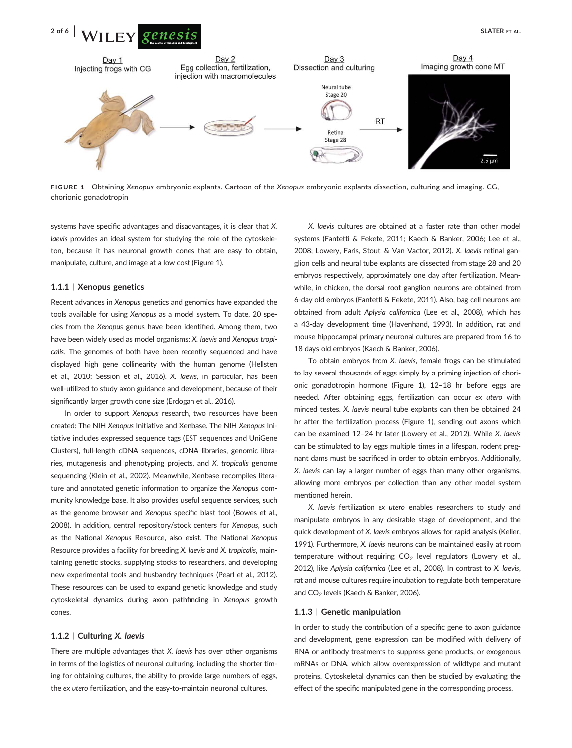FIGURE 1 Obtaining *Xenopus* embryonic explants. Cartoon of the *Xenopus* embryonic explants dissection, culturing and imaging. CG, chorionic gonadotropin

systems have specific advantages and disadvantages, it is clear that *X. laevis* provides an ideal system for studying the role of the cytoskeleton, because it has neuronal growth cones that are easy to obtain, manipulate, culture, and image at a low cost (Figure 1).

### 1.1.1 | Xenopus genetics

Recent advances in *Xenopus* genetics and genomics have expanded the tools available for using *Xenopus* as a model system. To date, 20 species from the *Xenopus* genus have been identified. Among them, two have been widely used as model organisms: *X. laevis* and *Xenopus tropicalis*. The genomes of both have been recently sequenced and have displayed high gene collinearity with the human genome (Hellsten et al., 2010; Session et al., 2016). *X. laevis*, in particular, has been well-utilized to study axon guidance and development, because of their significantly larger growth cone size (Erdogan et al., 2016).

In order to support *Xenopus* research, two resources have been created: The NIH *Xenopus* Initiative and Xenbase. The NIH *Xenopus* Initiative includes expressed sequence tags (EST sequences and UniGene Clusters), full-length cDNA sequences, cDNA libraries, genomic libraries, mutagenesis and phenotyping projects, and *X. tropicalis* genome sequencing (Klein et al., 2002). Meanwhile, Xenbase recompiles literature and annotated genetic information to organize the *Xenopus* community knowledge base. It also provides useful sequence services, such as the genome browser and *Xenopus* specific blast tool (Bowes et al., 2008). In addition, central repository/stock centers for *Xenopus*, such as the National *Xenopus* Resource, also exist. The National *Xenopus* Resource provides a facility for breeding *X. laevis* and *X. tropicalis*, maintaining genetic stocks, supplying stocks to researchers, and developing new experimental tools and husbandry techniques (Pearl et al., 2012). These resources can be used to expand genetic knowledge and study cytoskeletal dynamics during axon pathfinding in *Xenopus* growth cones.

### 1.1.2 | Culturing *X. laevis*

There are multiple advantages that *X. laevis* has over other organisms in terms of the logistics of neuronal culturing, including the shorter timing for obtaining cultures, the ability to provide large numbers of eggs, the *ex utero* fertilization, and the easy-to-maintain neuronal cultures.

*X. laevis* cultures are obtained at a faster rate than other model systems (Fantetti & Fekete, 2011; Kaech & Banker, 2006; Lee et al., 2008; Lowery, Faris, Stout, & Van Vactor, 2012). *X. laevis* retinal ganglion cells and neural tube explants are dissected from stage 28 and 20 embryos respectively, approximately one day after fertilization. Meanwhile, in chicken, the dorsal root ganglion neurons are obtained from 6-day old embryos (Fantetti & Fekete, 2011). Also, bag cell neurons are obtained from adult *Aplysia californica* (Lee et al., 2008), which has a 43-day development time (Havenhand, 1993). In addition, rat and mouse hippocampal primary neuronal cultures are prepared from 16 to 18 days old embryos (Kaech & Banker, 2006).

To obtain embryos from *X. laevis*, female frogs can be stimulated to lay several thousands of eggs simply by a priming injection of chorionic gonadotropin hormone (Figure 1), 12–18 hr before eggs are needed. After obtaining eggs, fertilization can occur *ex utero* with minced testes. *X. laevis* neural tube explants can then be obtained 24 hr after the fertilization process (Figure 1), sending out axons which can be examined 12–24 hr later (Lowery et al., 2012). While *X. laevis* can be stimulated to lay eggs multiple times in a lifespan, rodent pregnant dams must be sacrificed in order to obtain embryos. Additionally, *X. laevis* can lay a larger number of eggs than many other organisms, allowing more embryos per collection than any other model system mentioned herein.

*X. laevis* fertilization *ex utero* enables researchers to study and manipulate embryos in any desirable stage of development, and the quick development of *X. laevis* embryos allows for rapid analysis (Keller, 1991). Furthermore, *X. laevis* neurons can be maintained easily at room temperature without requiring $CO_2$ level regulators (Lowery et al., 2012), like *Aplysia californica* (Lee et al., 2008). In contrast to *X. laevis*, rat and mouse cultures require incubation to regulate both temperature and $CO_2$ levels (Kaech & Banker, 2006).

### 1.1.3 | Genetic manipulation

In order to study the contribution of a specific gene to axon guidance and development, gene expression can be modified with delivery of RNA or antibody treatments to suppress gene products, or exogenous mRNAs or DNA, which allow overexpression of wildtype and mutant proteins. Cytoskeletal dynamics can then be studied by evaluating the effect of the specific manipulated gene in the corresponding process.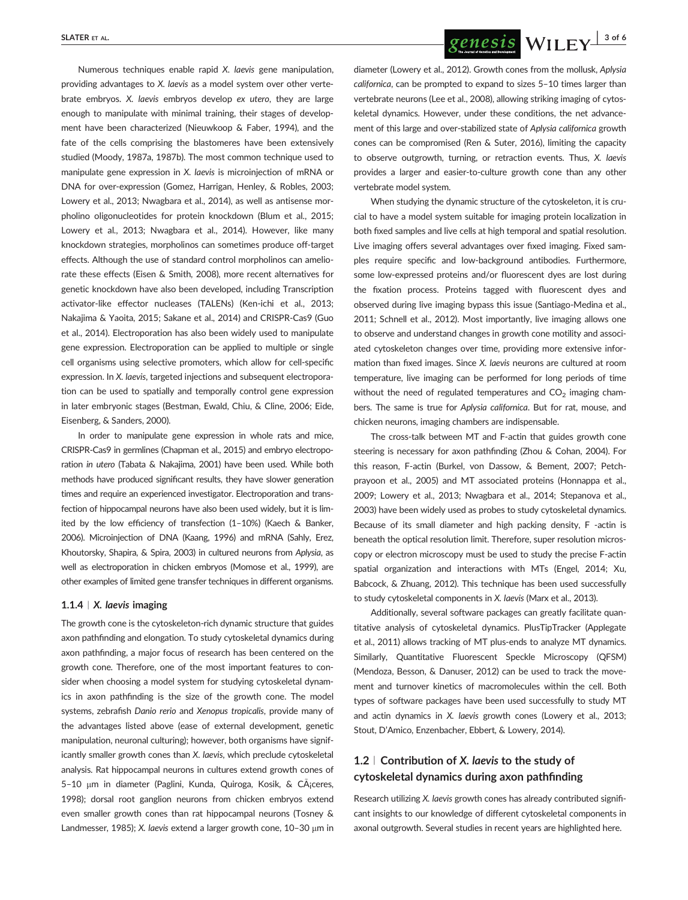Numerous techniques enable rapid *X. laevis* gene manipulation, providing advantages to *X. laevis* as a model system over other vertebrate embryos. *X. laevis* embryos develop *ex utero*, they are large enough to manipulate with minimal training, their stages of development have been characterized (Nieuwkoop & Faber, 1994), and the fate of the cells comprising the blastomeres have been extensively studied (Moody, 1987a, 1987b). The most common technique used to manipulate gene expression in *X. laevis* is microinjection of mRNA or DNA for over-expression (Gomez, Harrigan, Henley, & Robles, 2003; Lowery et al., 2013; Nwagbara et al., 2014), as well as antisense morpholino oligonucleotides for protein knockdown (Blum et al., 2015; Lowery et al., 2013; Nwagbara et al., 2014). However, like many knockdown strategies, morpholinos can sometimes produce off-target effects. Although the use of standard control morpholinos can ameliorate these effects (Eisen & Smith, 2008), more recent alternatives for genetic knockdown have also been developed, including Transcription activator-like effector nucleases (TALENs) (Ken-ichi et al., 2013; Nakajima & Yaoita, 2015; Sakane et al., 2014) and CRISPR-Cas9 (Guo et al., 2014). Electroporation has also been widely used to manipulate gene expression. Electroporation can be applied to multiple or single cell organisms using selective promoters, which allow for cell-specific expression. In *X. laevis*, targeted injections and subsequent electroporation can be used to spatially and temporally control gene expression in later embryonic stages (Bestman, Ewald, Chiu, & Cline, 2006; Eide, Eisenberg, & Sanders, 2000).

In order to manipulate gene expression in whole rats and mice, CRISPR-Cas9 in germlines (Chapman et al., 2015) and embryo electroporation *in utero* (Tabata & Nakajima, 2001) have been used. While both methods have produced significant results, they have slower generation times and require an experienced investigator. Electroporation and transfection of hippocampal neurons have also been used widely, but it is limited by the low efficiency of transfection (1–10%) (Kaech & Banker, 2006). Microinjection of DNA (Kaang, 1996) and mRNA (Sahly, Erez, Khoutorsky, Shapira, & Spira, 2003) in cultured neurons from *Aplysia*, as well as electroporation in chicken embryos (Momose et al., 1999), are other examples of limited gene transfer techniques in different organisms.

### 1.1.4 | *X. laevis* imaging

The growth cone is the cytoskeleton-rich dynamic structure that guides axon pathfinding and elongation. To study cytoskeletal dynamics during axon pathfinding, a major focus of research has been centered on the growth cone. Therefore, one of the most important features to consider when choosing a model system for studying cytoskeletal dynamics in axon pathfinding is the size of the growth cone. The model systems, zebrafish *Danio rerio* and *Xenopus tropicalis*, provide many of the advantages listed above (ease of external development, genetic manipulation, neuronal culturing); however, both organisms have significantly smaller growth cones than *X. laevis*, which preclude cytoskeletal analysis. Rat hippocampal neurons in cultures extend growth cones of 5–10 μm in diameter (Paglini, Kunda, Quiroga, Kosik, & CÃ¡ceres, 1998); dorsal root ganglion neurons from chicken embryos extend even smaller growth cones than rat hippocampal neurons (Tosney & Landmesser, 1985); *X. laevis* extend a larger growth cone, 10–30 μm in diameter (Lowery et al., 2012). Growth cones from the mollusk, *Aplysia californica*, can be prompted to expand to sizes 5–10 times larger than vertebrate neurons (Lee et al., 2008), allowing striking imaging of cytoskeletal dynamics. However, under these conditions, the net advancement of this large and over-stabilized state of *Aplysia californica* growth cones can be compromised (Ren & Suter, 2016), limiting the capacity to observe outgrowth, turning, or retraction events. Thus, *X. laevis* provides a larger and easier-to-culture growth cone than any other vertebrate model system.

When studying the dynamic structure of the cytoskeleton, it is crucial to have a model system suitable for imaging protein localization in both fixed samples and live cells at high temporal and spatial resolution. Live imaging offers several advantages over fixed imaging. Fixed samples require specific and low-background antibodies. Furthermore, some low-expressed proteins and/or fluorescent dyes are lost during the fixation process. Proteins tagged with fluorescent dyes and observed during live imaging bypass this issue (Santiago-Medina et al., 2011; Schnell et al., 2012). Most importantly, live imaging allows one to observe and understand changes in growth cone motility and associated cytoskeleton changes over time, providing more extensive information than fixed images. Since *X. laevis* neurons are cultured at room temperature, live imaging can be performed for long periods of time without the need of regulated temperatures and $CO_2$ imaging chambers. The same is true for *Aplysia californica*. But for rat, mouse, and chicken neurons, imaging chambers are indispensable.

The cross-talk between MT and F-actin that guides growth cone steering is necessary for axon pathfinding (Zhou & Cohan, 2004). For this reason, F-actin (Burkel, von Dassow, & Bement, 2007; Petchprayoon et al., 2005) and MT associated proteins (Honnappa et al., 2009; Lowery et al., 2013; Nwagbara et al., 2014; Stepanova et al., 2003) have been widely used as probes to study cytoskeletal dynamics. Because of its small diameter and high packing density, F -actin is beneath the optical resolution limit. Therefore, super resolution microscopy or electron microscopy must be used to study the precise F-actin spatial organization and interactions with MTs (Engel, 2014; Xu, Babcock, & Zhuang, 2012). This technique has been used successfully to study cytoskeletal components in *X. laevis* (Marx et al., 2013).

Additionally, several software packages can greatly facilitate quantitative analysis of cytoskeletal dynamics. PlusTipTracker (Applegate et al., 2011) allows tracking of MT plus-ends to analyze MT dynamics. Similarly, Quantitative Fluorescent Speckle Microscopy (QFSM) (Mendoza, Besson, & Danuser, 2012) can be used to track the movement and turnover kinetics of macromolecules within the cell. Both types of software packages have been used successfully to study MT and actin dynamics in *X. laevis* growth cones (Lowery et al., 2013; Stout, D'Amico, Enzenbacher, Ebbert, & Lowery, 2014).

## 1.2 | Contribution of *X. laevis* to the study of cytoskeletal dynamics during axon pathfinding

Research utilizing *X. laevis* growth cones has already contributed significant insights to our knowledge of different cytoskeletal components in axonal outgrowth. Several studies in recent years are highlighted here.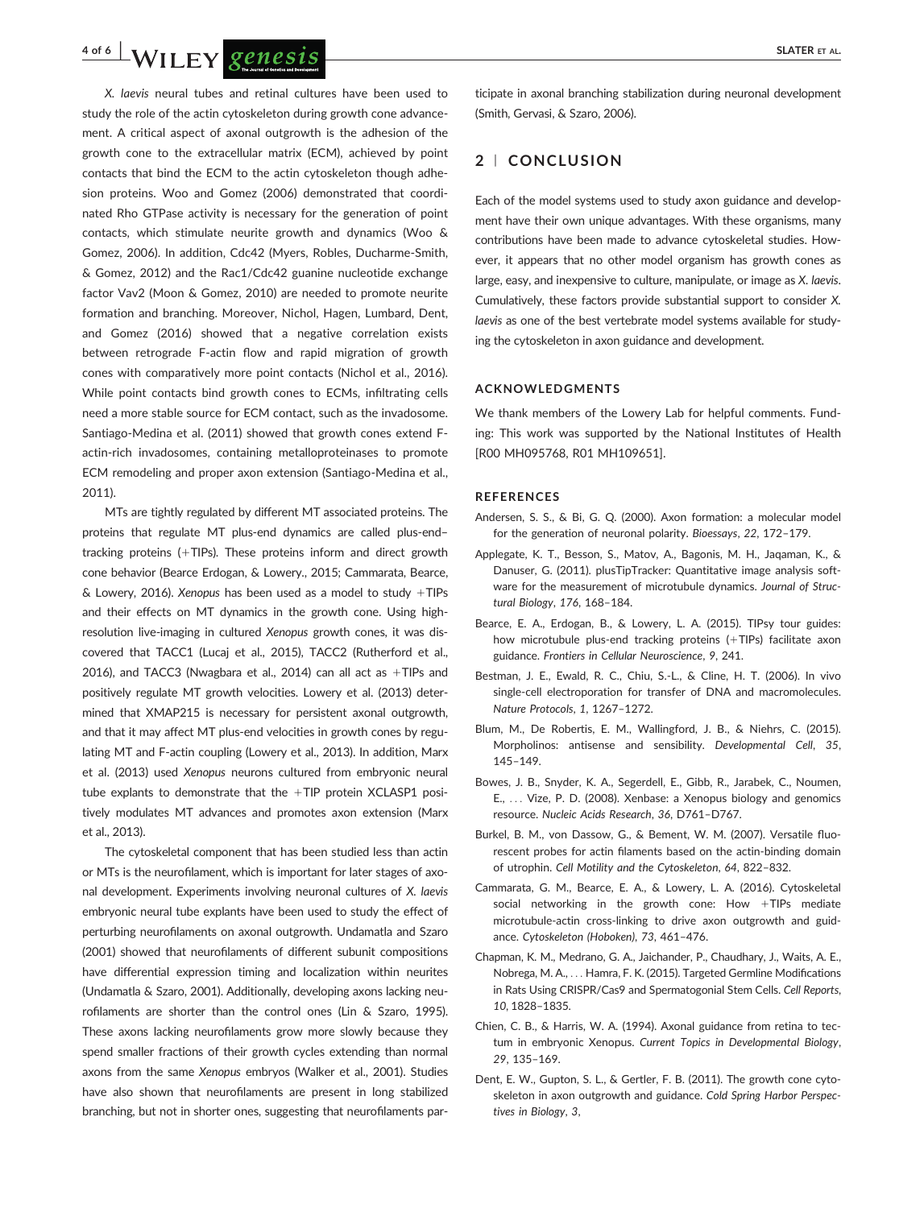*X. laevis* neural tubes and retinal cultures have been used to study the role of the actin cytoskeleton during growth cone advancement. A critical aspect of axonal outgrowth is the adhesion of the growth cone to the extracellular matrix (ECM), achieved by point contacts that bind the ECM to the actin cytoskeleton though adhesion proteins. Woo and Gomez (2006) demonstrated that coordinated Rho GTPase activity is necessary for the generation of point contacts, which stimulate neurite growth and dynamics (Woo & Gomez, 2006). In addition, Cdc42 (Myers, Robles, Ducharme-Smith, & Gomez, 2012) and the Rac1/Cdc42 guanine nucleotide exchange factor Vav2 (Moon & Gomez, 2010) are needed to promote neurite formation and branching. Moreover, Nichol, Hagen, Lumbard, Dent, and Gomez (2016) showed that a negative correlation exists between retrograde F-actin flow and rapid migration of growth cones with comparatively more point contacts (Nichol et al., 2016). While point contacts bind growth cones to ECMs, infiltrating cells need a more stable source for ECM contact, such as the invadosome. Santiago-Medina et al. (2011) showed that growth cones extend F-actin-rich invadosomes, containing metalloproteinases to promote ECM remodeling and proper axon extension (Santiago-Medina et al., 2011).

MTs are tightly regulated by different MT associated proteins. The proteins that regulate MT plus-end dynamics are called plus-end–tracking proteins (+TIPs). These proteins inform and direct growth cone behavior (Bearce Erdogan, & Lowery., 2015; Cammarata, Bearce, & Lowery, 2016). *Xenopus* has been used as a model to study +TIPs and their effects on MT dynamics in the growth cone. Using high-resolution live-imaging in cultured *Xenopus* growth cones, it was discovered that TACC1 (Lucaj et al., 2015), TACC2 (Rutherford et al., 2016), and TACC3 (Nwagbara et al., 2014) can all act as +TIPs and positively regulate MT growth velocities. Lowery et al. (2013) determined that XMAP215 is necessary for persistent axonal outgrowth, and that it may affect MT plus-end velocities in growth cones by regulating MT and F-actin coupling (Lowery et al., 2013). In addition, Marx et al. (2013) used *Xenopus* neurons cultured from embryonic neural tube explants to demonstrate that the +TIP protein XCLASP1 positively modulates MT advances and promotes axon extension (Marx et al., 2013).

The cytoskeletal component that has been studied less than actin or MTs is the neurofilament, which is important for later stages of axonal development. Experiments involving neuronal cultures of *X. laevis* embryonic neural tube explants have been used to study the effect of perturbing neurofilaments on axonal outgrowth. Undamatla and Szaro (2001) showed that neurofilaments of different subunit compositions have differential expression timing and localization within neurites (Undamatla & Szaro, 2001). Additionally, developing axons lacking neurofilaments are shorter than the control ones (Lin & Szaro, 1995). These axons lacking neurofilaments grow more slowly because they spend smaller fractions of their growth cycles extending than normal axons from the same *Xenopus* embryos (Walker et al., 2001). Studies have also shown that neurofilaments are present in long stabilized branching, but not in shorter ones, suggesting that neurofilaments participate in axonal branching stabilization during neuronal development (Smith, Gervasi, & Szaro, 2006).

## 2 | CONCLUSION

Each of the model systems used to study axon guidance and development have their own unique advantages. With these organisms, many contributions have been made to advance cytoskeletal studies. However, it appears that no other model organism has growth cones as large, easy, and inexpensive to culture, manipulate, or image as *X. laevis*. Cumulatively, these factors provide substantial support to consider *X. laevis* as one of the best vertebrate model systems available for studying the cytoskeleton in axon guidance and development.

### ACKNOWLEDGMENTS

We thank members of the Lowery Lab for helpful comments. Funding: This work was supported by the National Institutes of Health [R00 MH095768, R01 MH109651].

### REFERENCES

Andersen, S. S., & Bi, G. Q. (2000). Axon formation: a molecular model for the generation of neuronal polarity. *Bioessays*, *22*, 172–179.

Applegate, K. T., Besson, S., Matov, A., Bagonis, M. H., Jaqaman, K., & Danuser, G. (2011). plusTipTracker: Quantitative image analysis software for the measurement of microtubule dynamics. *Journal of Structural Biology*, *176*, 168–184.

Bearce, E. A., Erdogan, B., & Lowery, L. A. (2015). TIPsy tour guides: how microtubule plus-end tracking proteins (+TIPs) facilitate axon guidance. *Frontiers in Cellular Neuroscience*, *9*, 241.

Bestman, J. E., Ewald, R. C., Chiu, S.-L., & Cline, H. T. (2006). In vivo single-cell electroporation for transfer of DNA and macromolecules. *Nature Protocols*, *1*, 1267–1272.

Blum, M., De Robertis, E. M., Wallingford, J. B., & Niehrs, C. (2015). Morpholinos: antisense and sensibility. *Developmental Cell*, *35*, 145–149.

Bowes, J. B., Snyder, K. A., Segerdell, E., Gibb, R., Jarabek, C., Noumen, E., ... Vize, P. D. (2008). Xenbase: a Xenopus biology and genomics resource. *Nucleic Acids Research*, *36*, D761–D767.

Burkel, B. M., von Dassow, G., & Bement, W. M. (2007). Versatile fluorescent probes for actin filaments based on the actin-binding domain of utrophin. *Cell Motility and the Cytoskeleton*, *64*, 822–832.

Cammarata, G. M., Bearce, E. A., & Lowery, L. A. (2016). Cytoskeletal social networking in the growth cone: How +TIPs mediate microtubule-actin cross-linking to drive axon outgrowth and guidance. *Cytoskeleton (Hoboken)*, *73*, 461–476.

Chapman, K. M., Medrano, G. A., Jaichander, P., Chaudhary, J., Waits, A. E., Nobrega, M. A., ... Hamra, F. K. (2015). Targeted Germline Modifications in Rats Using CRISPR/Cas9 and Spermatogonial Stem Cells. *Cell Reports*, *10*, 1828–1835.

Chien, C. B., & Harris, W. A. (1994). Axonal guidance from retina to tectum in embryonic Xenopus. *Current Topics in Developmental Biology*, *29*, 135–169.

Dent, E. W., Gupton, S. L., & Gertler, F. B. (2011). The growth cone cytoskeleton in axon outgrowth and guidance. *Cold Spring Harbor Perspectives in Biology*, *3*,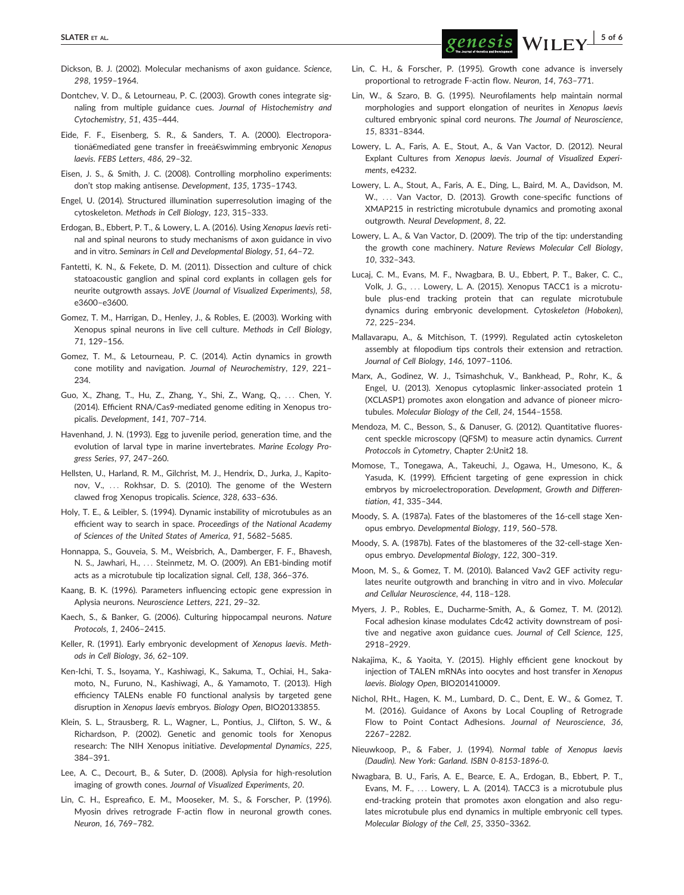Dickson, B. J. (2002). Molecular mechanisms of axon guidance. *Science*, *298*, 1959–1964.

Dontchev, V. D., & Letourneau, P. C. (2003). Growth cones integrate signaling from multiple guidance cues. *Journal of Histochemistry and Cytochemistry*, *51*, 435–444.

Eide, F. F., Eisenberg, S. R., & Sanders, T. A. (2000). Electroporationâ€mediated gene transfer in freeâ€swimming embryonic *Xenopus laevis*. *FEBS Letters*, *486*, 29–32.

Eisen, J. S., & Smith, J. C. (2008). Controlling morpholino experiments: don't stop making antisense. *Development*, *135*, 1735–1743.

Engel, U. (2014). Structured illumination superresolution imaging of the cytoskeleton. *Methods in Cell Biology*, *123*, 315–333.

Erdogan, B., Ebbert, P. T., & Lowery, L. A. (2016). Using *Xenopus laevis* retinal and spinal neurons to study mechanisms of axon guidance in vivo and in vitro. *Seminars in Cell and Developmental Biology*, *51*, 64–72.

Fantetti, K. N., & Fekete, D. M. (2011). Dissection and culture of chick statoacoustic ganglion and spinal cord explants in collagen gels for neurite outgrowth assays. *JoVE (Journal of Visualized Experiments)*, *58*, e3600–e3600.

Gomez, T. M., Harrigan, D., Henley, J., & Robles, E. (2003). Working with Xenopus spinal neurons in live cell culture. *Methods in Cell Biology*, *71*, 129–156.

Gomez, T. M., & Letourneau, P. C. (2014). Actin dynamics in growth cone motility and navigation. *Journal of Neurochemistry*, *129*, 221–234.

Guo, X., Zhang, T., Hu, Z., Zhang, Y., Shi, Z., Wang, Q., ... Chen, Y. (2014). Efficient RNA/Cas9-mediated genome editing in Xenopus tropicalis. *Development*, *141*, 707–714.

Havenhand, J. N. (1993). Egg to juvenile period, generation time, and the evolution of larval type in marine invertebrates. *Marine Ecology Progress Series*, *97*, 247–260.

Hellsten, U., Harland, R. M., Gilchrist, M. J., Hendrix, D., Jurka, J., Kapitonov, V., ... Rokhsar, D. S. (2010). The genome of the Western clawed frog Xenopus tropicalis. *Science*, *328*, 633–636.

Holy, T. E., & Leibler, S. (1994). Dynamic instability of microtubules as an efficient way to search in space. *Proceedings of the National Academy of Sciences of the United States of America*, *91*, 5682–5685.

Honnappa, S., Gouveia, S. M., Weisbrich, A., Damberger, F. F., Bhavesh, N. S., Jawhari, H., ... Steinmetz, M. O. (2009). An EB1-binding motif acts as a microtubule tip localization signal. *Cell*, *138*, 366–376.

Kaang, B. K. (1996). Parameters influencing ectopic gene expression in Aplysia neurons. *Neuroscience Letters*, *221*, 29–32.

Kaech, S., & Banker, G. (2006). Culturing hippocampal neurons. *Nature Protocols*, *1*, 2406–2415.

Keller, R. (1991). Early embryonic development of *Xenopus laevis*. *Methods in Cell Biology*, *36*, 62–109.

Ken-Ichi, T. S., Isoyama, Y., Kashiwagi, K., Sakuma, T., Ochiai, H., Sakamoto, N., Furuno, N., Kashiwagi, A., & Yamamoto, T. (2013). High efficiency TALENs enable F0 functional analysis by targeted gene disruption in *Xenopus laevis* embryos. *Biology Open*, BIO20133855.

Klein, S. L., Strausberg, R. L., Wagner, L., Pontius, J., Clifton, S. W., & Richardson, P. (2002). Genetic and genomic tools for Xenopus research: The NIH Xenopus initiative. *Developmental Dynamics*, *225*, 384–391.

Lee, A. C., Decourt, B., & Suter, D. (2008). Aplysia for high-resolution imaging of growth cones. *Journal of Visualized Experiments*, *20*.

Lin, C. H., Espreafico, E. M., Mooseker, M. S., & Forscher, P. (1996). Myosin drives retrograde F-actin flow in neuronal growth cones. *Neuron*, *16*, 769–782.

Lin, C. H., & Forscher, P. (1995). Growth cone advance is inversely proportional to retrograde F-actin flow. *Neuron*, *14*, 763–771.

Lin, W., & Szaro, B. G. (1995). Neurofilaments help maintain normal morphologies and support elongation of neurites in *Xenopus laevis* cultured embryonic spinal cord neurons. *The Journal of Neuroscience*, *15*, 8331–8344.

Lowery, L. A., Faris, A. E., Stout, A., & Van Vactor, D. (2012). Neural Explant Cultures from *Xenopus laevis*. *Journal of Visualized Experiments*, e4232.

Lowery, L. A., Stout, A., Faris, A. E., Ding, L., Baird, M. A., Davidson, M. W., ... Van Vactor, D. (2013). Growth cone-specific functions of XMAP215 in restricting microtubule dynamics and promoting axonal outgrowth. *Neural Development*, *8*, 22.

Lowery, L. A., & Van Vactor, D. (2009). The trip of the tip: understanding the growth cone machinery. *Nature Reviews Molecular Cell Biology*, *10*, 332–343.

Lucaj, C. M., Evans, M. F., Nwagbara, B. U., Ebbert, P. T., Baker, C. C., Volk, J. G., ... Lowery, L. A. (2015). Xenopus TACC1 is a microtubule plus-end tracking protein that can regulate microtubule dynamics during embryonic development. *Cytoskeleton (Hoboken)*, *72*, 225–234.

Mallavarapu, A., & Mitchison, T. (1999). Regulated actin cytoskeleton assembly at filopodium tips controls their extension and retraction. *Journal of Cell Biology*, *146*, 1097–1106.

Marx, A., Godinez, W. J., Tsimashchuk, V., Bankhead, P., Rohr, K., & Engel, U. (2013). Xenopus cytoplasmic linker-associated protein 1 (XCLASP1) promotes axon elongation and advance of pioneer microtubules. *Molecular Biology of the Cell*, *24*, 1544–1558.

Mendoza, M. C., Besson, S., & Danuser, G. (2012). Quantitative fluorescent speckle microscopy (QFSM) to measure actin dynamics. *Current Protoccols in Cytometry*, Chapter 2:Unit2 18.

Momose, T., Tonegawa, A., Takeuchi, J., Ogawa, H., Umesono, K., & Yasuda, K. (1999). Efficient targeting of gene expression in chick embryos by microelectroporation. *Development, Growth and Differentiation*, *41*, 335–344.

Moody, S. A. (1987a). Fates of the blastomeres of the 16-cell stage Xenopus embryo. *Developmental Biology*, *119*, 560–578.

Moody, S. A. (1987b). Fates of the blastomeres of the 32-cell-stage Xenopus embryo. *Developmental Biology*, *122*, 300–319.

Moon, M. S., & Gomez, T. M. (2010). Balanced Vav2 GEF activity regulates neurite outgrowth and branching in vitro and in vivo. *Molecular and Cellular Neuroscience*, *44*, 118–128.

Myers, J. P., Robles, E., Ducharme-Smith, A., & Gomez, T. M. (2012). Focal adhesion kinase modulates Cdc42 activity downstream of positive and negative axon guidance cues. *Journal of Cell Science*, *125*, 2918–2929.

Nakajima, K., & Yaoita, Y. (2015). Highly efficient gene knockout by injection of TALEN mRNAs into oocytes and host transfer in *Xenopus laevis*. *Biology Open*, BIO201410009.

Nichol, RHt., Hagen, K. M., Lumbard, D. C., Dent, E. W., & Gomez, T. M. (2016). Guidance of Axons by Local Coupling of Retrograde Flow to Point Contact Adhesions. *Journal of Neuroscience*, *36*, 2267–2282.

Nieuwkoop, P., & Faber, J. (1994). *Normal table of Xenopus laevis (Daudin). New York: Garland. ISBN 0-8153-1896-0.*

Nwagbara, B. U., Faris, A. E., Bearce, E. A., Erdogan, B., Ebbert, P. T., Evans, M. F., ... Lowery, L. A. (2014). TACC3 is a microtubule plus end-tracking protein that promotes axon elongation and also regulates microtubule plus end dynamics in multiple embryonic cell types. *Molecular Biology of the Cell*, *25*, 3350–3362.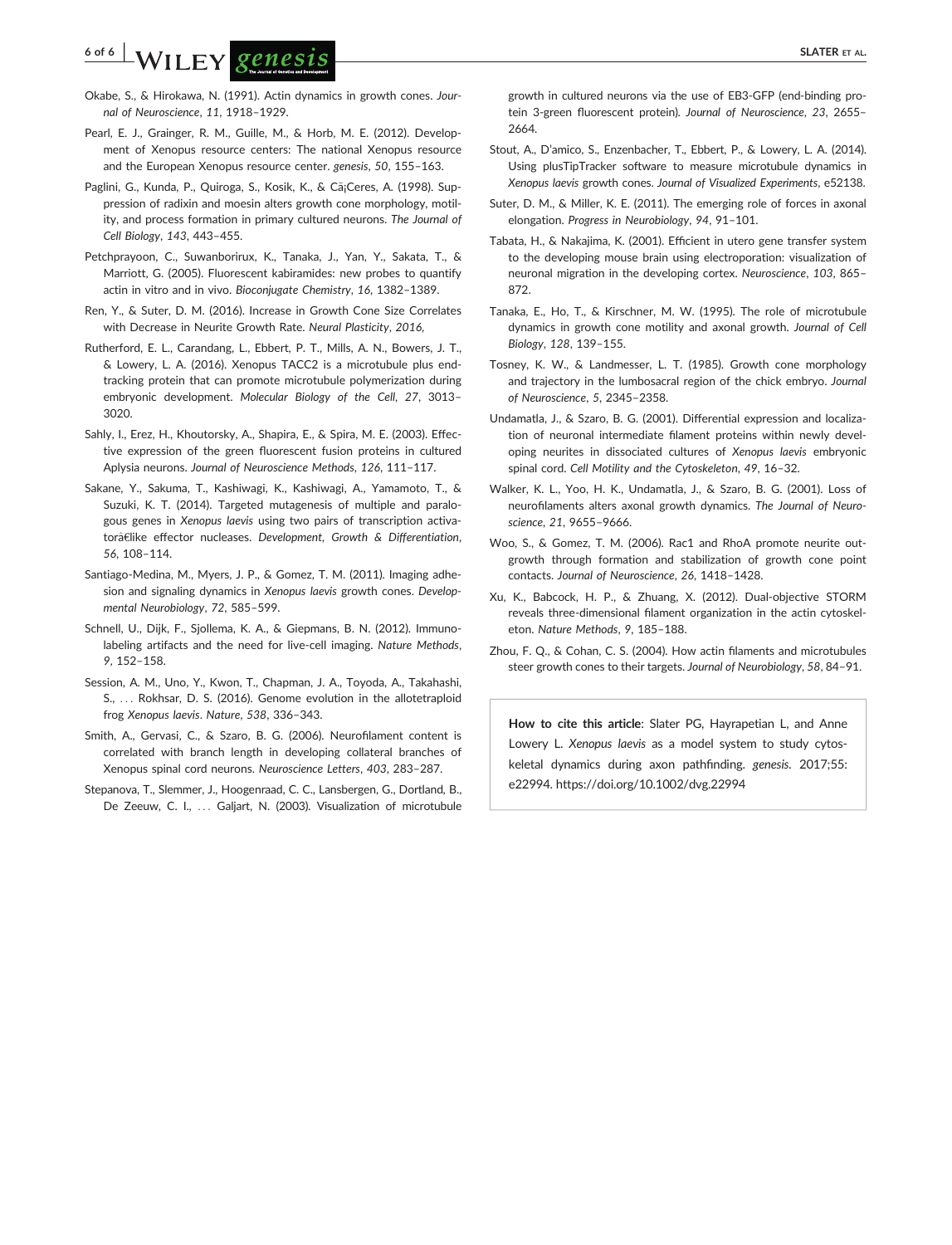Okabe, S., & Hirokawa, N. (1991). Actin dynamics in growth cones. *Journal of Neuroscience*, *11*, 1918–1929.

Pearl, E. J., Grainger, R. M., Guille, M., & Horb, M. E. (2012). Development of Xenopus resource centers: The national Xenopus resource and the European Xenopus resource center. *genesis*, *50*, 155–163.

Paglini, G., Kunda, P., Quiroga, S., Kosik, K., & CÃ¡Ceres, A. (1998). Suppression of radixin and moesin alters growth cone morphology, motility, and process formation in primary cultured neurons. *The Journal of Cell Biology*, *143*, 443–455.

Petchprayoon, C., Suwanborirux, K., Tanaka, J., Yan, Y., Sakata, T., & Marriott, G. (2005). Fluorescent kabiramides: new probes to quantify actin in vitro and in vivo. *Bioconjugate Chemistry*, *16*, 1382–1389.

Ren, Y., & Suter, D. M. (2016). Increase in Growth Cone Size Correlates with Decrease in Neurite Growth Rate. *Neural Plasticity*, *2016*,

Rutherford, E. L., Carandang, L., Ebbert, P. T., Mills, A. N., Bowers, J. T., & Lowery, L. A. (2016). Xenopus TACC2 is a microtubule plus end-tracking protein that can promote microtubule polymerization during embryonic development. *Molecular Biology of the Cell*, *27*, 3013–3020.

Sahly, I., Erez, H., Khoutorsky, A., Shapira, E., & Spira, M. E. (2003). Effective expression of the green fluorescent fusion proteins in cultured Aplysia neurons. *Journal of Neuroscience Methods*, *126*, 111–117.

Sakane, Y., Sakuma, T., Kashiwagi, K., Kashiwagi, A., Yamamoto, T., & Suzuki, K. T. (2014). Targeted mutagenesis of multiple and paralogous genes in *Xenopus laevis* using two pairs of transcription activatorâ€like effector nucleases. *Development, Growth & Differentiation*, *56*, 108–114.

Santiago-Medina, M., Myers, J. P., & Gomez, T. M. (2011). Imaging adhesion and signaling dynamics in *Xenopus laevis* growth cones. *Developmental Neurobiology*, *72*, 585–599.

Schnell, U., Dijk, F., Sjollema, K. A., & Giepmans, B. N. (2012). Immunolabeling artifacts and the need for live-cell imaging. *Nature Methods*, *9*, 152–158.

Session, A. M., Uno, Y., Kwon, T., Chapman, J. A., Toyoda, A., Takahashi, S., … Rokhsar, D. S. (2016). Genome evolution in the allotetraploid frog *Xenopus laevis*. *Nature*, *538*, 336–343.

Smith, A., Gervasi, C., & Szaro, B. G. (2006). Neurofilament content is correlated with branch length in developing collateral branches of Xenopus spinal cord neurons. *Neuroscience Letters*, *403*, 283–287.

Stepanova, T., Slemmer, J., Hoogenraad, C. C., Lansbergen, G., Dortland, B., De Zeeuw, C. I., … Galjart, N. (2003). Visualization of microtubule growth in cultured neurons via the use of EB3-GFP (end-binding protein 3-green fluorescent protein). *Journal of Neuroscience*, *23*, 2655–2664.

Stout, A., D'amico, S., Enzenbacher, T., Ebbert, P., & Lowery, L. A. (2014). Using plusTipTracker software to measure microtubule dynamics in *Xenopus laevis* growth cones. *Journal of Visualized Experiments*, e52138.

Suter, D. M., & Miller, K. E. (2011). The emerging role of forces in axonal elongation. *Progress in Neurobiology*, *94*, 91–101.

Tabata, H., & Nakajima, K. (2001). Efficient in utero gene transfer system to the developing mouse brain using electroporation: visualization of neuronal migration in the developing cortex. *Neuroscience*, *103*, 865–872.

Tanaka, E., Ho, T., & Kirschner, M. W. (1995). The role of microtubule dynamics in growth cone motility and axonal growth. *Journal of Cell Biology*, *128*, 139–155.

Tosney, K. W., & Landmesser, L. T. (1985). Growth cone morphology and trajectory in the lumbosacral region of the chick embryo. *Journal of Neuroscience*, *5*, 2345–2358.

Undamatla, J., & Szaro, B. G. (2001). Differential expression and localization of neuronal intermediate filament proteins within newly developing neurites in dissociated cultures of *Xenopus laevis* embryonic spinal cord. *Cell Motility and the Cytoskeleton*, *49*, 16–32.

Walker, K. L., Yoo, H. K., Undamatla, J., & Szaro, B. G. (2001). Loss of neurofilaments alters axonal growth dynamics. *The Journal of Neuroscience*, *21*, 9655–9666.

Woo, S., & Gomez, T. M. (2006). Rac1 and RhoA promote neurite outgrowth through formation and stabilization of growth cone point contacts. *Journal of Neuroscience*, *26*, 1418–1428.

Xu, K., Babcock, H. P., & Zhuang, X. (2012). Dual-objective STORM reveals three-dimensional filament organization in the actin cytoskeleton. *Nature Methods*, *9*, 185–188.

Zhou, F. Q., & Cohan, C. S. (2004). How actin filaments and microtubules steer growth cones to their targets. *Journal of Neurobiology*, *58*, 84–91.

**How to cite this article**: Slater PG, Hayrapetian L, and Anne Lowery L. *Xenopus laevis* as a model system to study cytoskeletal dynamics during axon pathfinding. *genesis*. 2017;55:e22994. https://doi.org/10.1002/dvg.22994